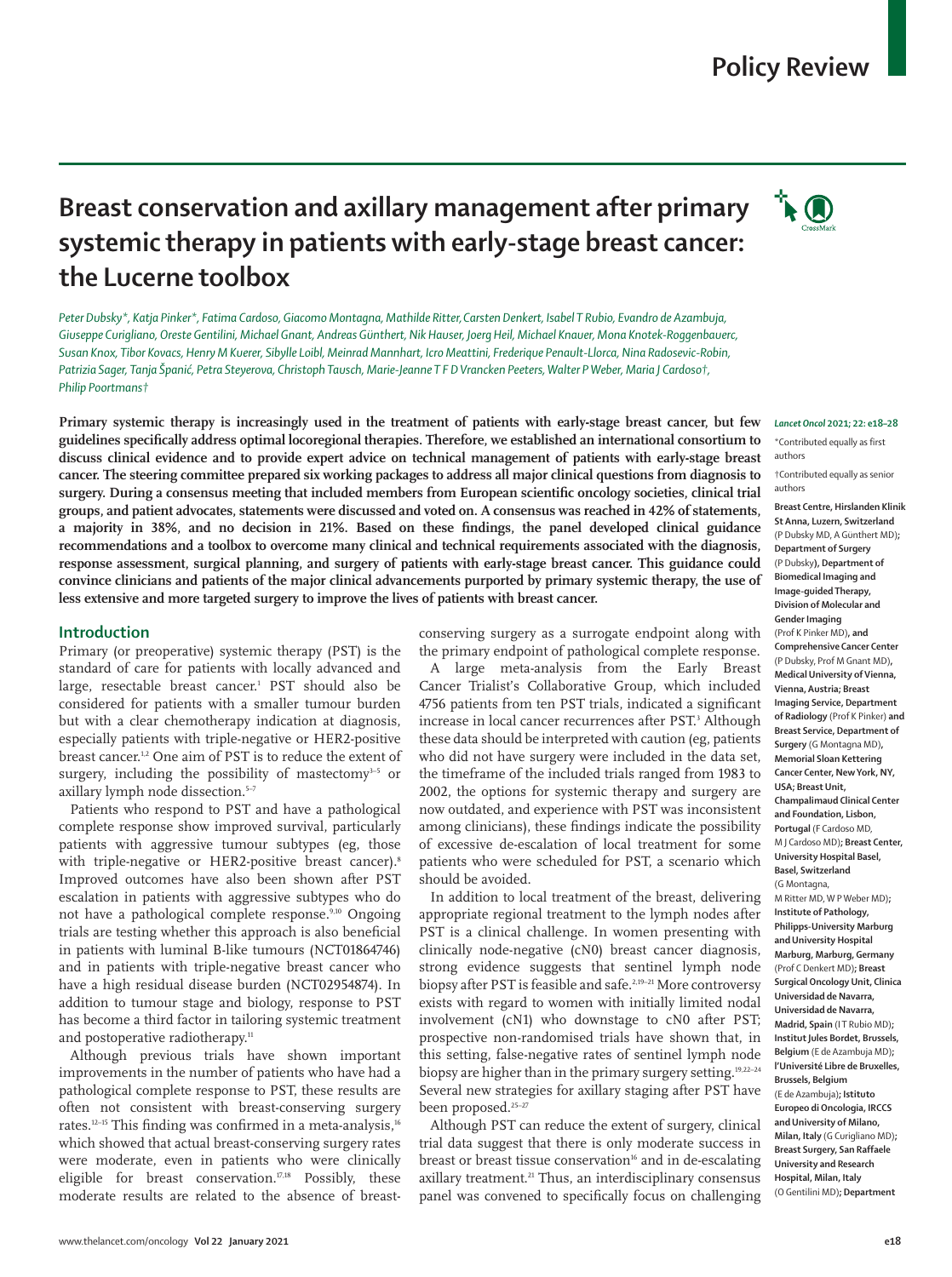# Breast conservation and axillary management after primary systemic therapy in patients with early-stage breast cancer: the Lucerne toolbox

*Peter Dubsky\*, Katja Pinker\*, Fatima Cardoso, Giacomo Montagna, Mathilde Ritter, Carsten Denkert, Isabel T Rubio, Evandro de Azambuja, Giuseppe Curigliano, Oreste Gentilini, Michael Gnant, Andreas Günthert, Nik Hauser, Joerg Heil, Michael Knauer, Mona Knotek-Roggenbauerc, Susan Knox, Tibor Kovacs, Henry M Kuerer, Sibylle Loibl, Meinrad Mannhart, Icro Meattini, Frederique Penault-Llorca, Nina Radosevic-Robin, Patrizia Sager, Tanja Španić, Petra Steyerova, Christoph Tausch, Marie-Jeanne T F D Vrancken Peeters, Walter P Weber, Maria J Cardoso†, Philip Poortmans†*

**Primary systemic therapy is increasingly used in the treatment of patients with early-stage breast cancer, but few guidelines specifically address optimal locoregional therapies. Therefore, we established an international consortium to discuss clinical evidence and to provide expert advice on technical management of patients with early-stage breast cancer. The steering committee prepared six working packages to address all major clinical questions from diagnosis to surgery. During a consensus meeting that included members from European scientific oncology societies, clinical trial groups, and patient advocates, statements were discussed and voted on. A consensus was reached in 42% of statements, a majority in 38%, and no decision in 21%. Based on these findings, the panel developed clinical guidance recommendations and a toolbox to overcome many clinical and technical requirements associated with the diagnosis, response assessment, surgical planning, and surgery of patients with early-stage breast cancer. This guidance could convince clinicians and patients of the major clinical advancements purported by primary systemic therapy, the use of less extensive and more targeted surgery to improve the lives of patients with breast cancer.**

*Lancet Oncol* **2021; 22: e18–28**

\*Contributed equally as first authors

†Contributed equally as senior authors

**Breast Centre, Hirslanden Klinik St Anna, Luzern, Switzerland** (P Dubsky MD, A Günthert MD)**; Department of Surgery** (P Dubsky)**, Department of Biomedical Imaging and Image-guided Therapy, Division of Molecular and Gender Imaging** (Prof K Pinker MD)**, and Comprehensive Cancer Center** (P Dubsky, Prof M Gnant MD)**, Medical University of Vienna, Vienna, Austria; Breast Imaging Service, Department of Radiology** (Prof K Pinker) **and Breast Service, Department of Surgery** (G Montagna MD)**, Memorial Sloan Kettering Cancer Center, New York, NY, USA; Breast Unit, Champalimaud Clinical Center and Foundation, Lisbon, Portugal** (F Cardoso MD, M J Cardoso MD)**; Breast Center, University Hospital Basel, Basel, Switzerland** (G Montagna, M Ritter MD, W P Weber MD)**; Institute of Pathology, Philipps-University Marburg and University Hospital Marburg, Marburg, Germany** (Prof C Denkert MD)**; Breast Surgical Oncology Unit, Clinica Universidad de Navarra, Universidad de Navarra, Madrid, Spain** (I T Rubio MD)**; Institut Jules Bordet, Brussels, Belgium** (E de Azambuja MD)**; l'Université Libre de Bruxelles, Brussels, Belgium** (E de Azambuja)**; Istituto Europeo di Oncologia, IRCCS and University of Milano, Milan, Italy** (G Curigliano MD)**; Breast Surgery, San Raffaele University and Research Hospital, Milan, Italy** (O Gentilini MD)**; Department**

## Introduction

Primary (or preoperative) systemic therapy (PST) is the standard of care for patients with locally advanced and large, resectable breast cancer.[1] PST should also be considered for patients with a smaller tumour burden but with a clear chemotherapy indication at diagnosis, especially patients with triple-negative or HER2-positive breast cancer.[1,2] One aim of PST is to reduce the extent of surgery, including the possibility of mastectomy[3–5] or axillary lymph node dissection.[5–7]

Patients who respond to PST and have a pathological complete response show improved survival, particularly patients with aggressive tumour subtypes (eg, those with triple-negative or HER2-positive breast cancer).[8] Improved outcomes have also been shown after PST escalation in patients with aggressive subtypes who do not have a pathological complete response.[9,10] Ongoing trials are testing whether this approach is also beneficial in patients with luminal B-like tumours (NCT01864746) and in patients with triple-negative breast cancer who have a high residual disease burden (NCT02954874). In addition to tumour stage and biology, response to PST has become a third factor in tailoring systemic treatment and postoperative radiotherapy.[11]

Although previous trials have shown important improvements in the number of patients who have had a pathological complete response to PST, these results are often not consistent with breast-conserving surgery rates.[12–15] This finding was confirmed in a meta-analysis,[16] which showed that actual breast-conserving surgery rates were moderate, even in patients who were clinically eligible for breast conservation.[17,18] Possibly, these moderate results are related to the absence of breast-conserving surgery as a surrogate endpoint along with the primary endpoint of pathological complete response.

A large meta-analysis from the Early Breast Cancer Trialist's Collaborative Group, which included 4756 patients from ten PST trials, indicated a significant increase in local cancer recurrences after PST.[3] Although these data should be interpreted with caution (eg, patients who did not have surgery were included in the data set, the timeframe of the included trials ranged from 1983 to 2002, the options for systemic therapy and surgery are now outdated, and experience with PST was inconsistent among clinicians), these findings indicate the possibility of excessive de-escalation of local treatment for some patients who were scheduled for PST, a scenario which should be avoided.

In addition to local treatment of the breast, delivering appropriate regional treatment to the lymph nodes after PST is a clinical challenge. In women presenting with clinically node-negative (cN0) breast cancer diagnosis, strong evidence suggests that sentinel lymph node biopsy after PST is feasible and safe.[2,19–21] More controversy exists with regard to women with initially limited nodal involvement (cN1) who downstage to cN0 after PST; prospective non-randomised trials have shown that, in this setting, false-negative rates of sentinel lymph node biopsy are higher than in the primary surgery setting.[19,22–24] Several new strategies for axillary staging after PST have been proposed.[25–27]

Although PST can reduce the extent of surgery, clinical trial data suggest that there is only moderate success in breast or breast tissue conservation[16] and in de-escalating axillary treatment.[21] Thus, an interdisciplinary consensus panel was convened to specifically focus on challenging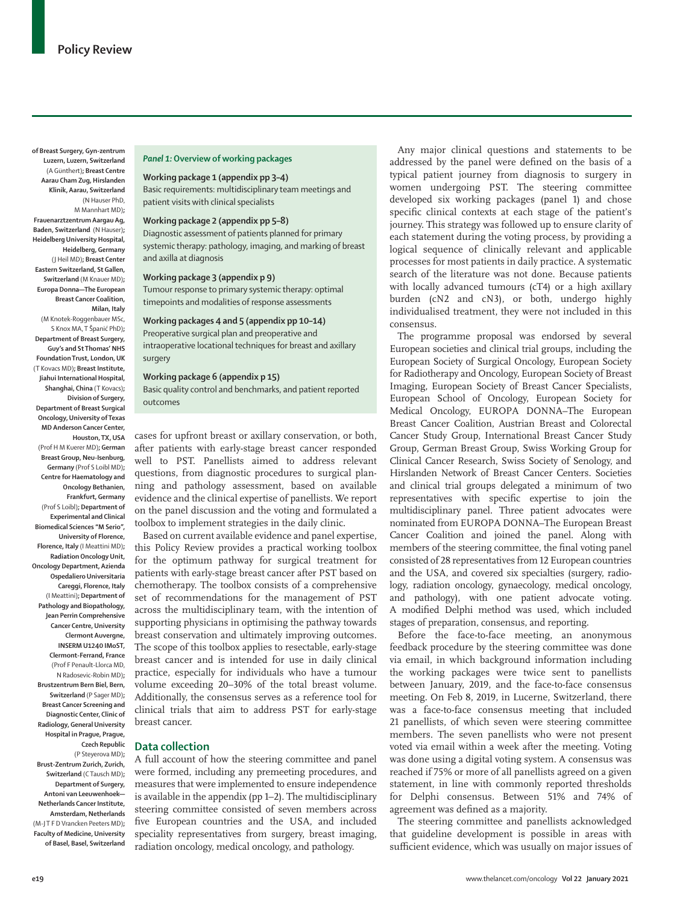of Breast Surgery, Gyn-zentrum Luzern, Luzern, Switzerland (A Gunthert); Breast Centre Aarau Cham Zug, Hirslanden Klinik, Aarau, Switzerland (N Hauser PhD, M Mannhart MD); Frauenarztzentrum Aargau Ag, Baden, Switzerland (N Hauser); Heidelberg University Hospital, Heidelberg, Germany (J Heil MD); Breast Center Eastern Switzerland, St Gallen, Switzerland (M Knauer MD); Europa Donna—The European Breast Cancer Coalition, Milan, Italy (M Knotek-Roggenbauer MSc, S Knox MA, T Španić PhD); Department of Breast Surgery, Guy's and St Thomas' NHS Foundation Trust, London, UK (T Kovacs MD); Breast Institute, Jiahui International Hospital, Shanghai, China (T Kovacs); Division of Surgery, Department of Breast Surgical Oncology, University of Texas MD Anderson Cancer Center, Houston, TX, USA (Prof H M Kuerer MD); German Breast Group, Neu-Isenburg, Germany (Prof S Loibl MD); Centre for Haematology and Oncology Bethanien, Frankfurt, Germany (Prof S Loibl); Department of Experimental and Clinical Biomedical Sciences "M Serio", University of Florence, Florence, Italy (I Meattini MD); Radiation Oncology Unit, Oncology Department, Azienda Ospedaliero Universitaria Careggi, Florence, Italy (I Meattini); Department of Pathology and Biopathology, Jean Perrin Comprehensive Cancer Centre, University Clermont Auvergne, INSERM U1240 IMoST, Clermont-Ferrand, France (Prof F Penault-Llorca MD, N Radosevic-Robin MD); Brustzentrum Bern Biel, Bern, Switzerland (P Sager MD); Breast Cancer Screening and Diagnostic Center, Clinic of Radiology, General University Hospital in Prague, Prague, Czech Republic (P Steyerova MD); Brust-Zentrum Zurich, Zurich, Switzerland (C Tausch MD); Department of Surgery, Antoni van Leeuwenhoek—Netherlands Cancer Institute, Amsterdam, Netherlands (M-J T F D Vrancken Peeters MD); Faculty of Medicine, University of Basel, Basel, Switzerland

*Panel 1:* **Overview of working packages**

**Working package 1 (appendix pp 3–4)**
Basic requirements: multidisciplinary team meetings and patient visits with clinical specialists

**Working package 2 (appendix pp 5–8)**
Diagnostic assessment of patients planned for primary systemic therapy: pathology, imaging, and marking of breast and axilla at diagnosis

**Working package 3 (appendix p 9)**
Tumour response to primary systemic therapy: optimal timepoints and modalities of response assessments

**Working packages 4 and 5 (appendix pp 10–14)**
Preoperative surgical plan and preoperative and intraoperative locational techniques for breast and axillary surgery

**Working package 6 (appendix p 15)**
Basic quality control and benchmarks, and patient reported outcomes

cases for upfront breast or axillary conservation, or both, after patients with early-stage breast cancer responded well to PST. Panellists aimed to address relevant questions, from diagnostic procedures to surgical planning and pathology assessment, based on available evidence and the clinical expertise of panellists. We report on the panel discussion and the voting and formulated a toolbox to implement strategies in the daily clinic.

Based on current available evidence and panel expertise, this Policy Review provides a practical working toolbox for the optimum pathway for surgical treatment for patients with early-stage breast cancer after PST based on chemotherapy. The toolbox consists of a comprehensive set of recommendations for the management of PST across the multidisciplinary team, with the intention of supporting physicians in optimising the pathway towards breast conservation and ultimately improving outcomes. The scope of this toolbox applies to resectable, early-stage breast cancer and is intended for use in daily clinical practice, especially for individuals who have a tumour volume exceeding 20–30% of the total breast volume. Additionally, the consensus serves as a reference tool for clinical trials that aim to address PST for early-stage breast cancer.

## Data collection

A full account of how the steering committee and panel were formed, including any premeeting procedures, and measures that were implemented to ensure independence is available in the appendix (pp 1–2). The multidisciplinary steering committee consisted of seven members across five European countries and the USA, and included speciality representatives from surgery, breast imaging, radiation oncology, medical oncology, and pathology.

Any major clinical questions and statements to be addressed by the panel were defined on the basis of a typical patient journey from diagnosis to surgery in women undergoing PST. The steering committee developed six working packages (panel 1) and chose specific clinical contexts at each stage of the patient's journey. This strategy was followed up to ensure clarity of each statement during the voting process, by providing a logical sequence of clinically relevant and applicable processes for most patients in daily practice. A systematic search of the literature was not done. Because patients with locally advanced tumours (cT4) or a high axillary burden (cN2 and cN3), or both, undergo highly individualised treatment, they were not included in this consensus.

The programme proposal was endorsed by several European societies and clinical trial groups, including the European Society of Surgical Oncology, European Society for Radiotherapy and Oncology, European Society of Breast Imaging, European Society of Breast Cancer Specialists, European School of Oncology, European Society for Medical Oncology, EUROPA DONNA–The European Breast Cancer Coalition, Austrian Breast and Colorectal Cancer Study Group, International Breast Cancer Study Group, German Breast Group, Swiss Working Group for Clinical Cancer Research, Swiss Society of Senology, and Hirslanden Network of Breast Cancer Centers. Societies and clinical trial groups delegated a minimum of two representatives with specific expertise to join the multidisciplinary panel. Three patient advocates were nominated from EUROPA DONNA–The European Breast Cancer Coalition and joined the panel. Along with members of the steering committee, the final voting panel consisted of 28 representatives from 12 European countries and the USA, and covered six specialties (surgery, radiology, radiation oncology, gynaecology, medical oncology, and pathology), with one patient advocate voting. A modified Delphi method was used, which included stages of preparation, consensus, and reporting.

Before the face-to-face meeting, an anonymous feedback procedure by the steering committee was done via email, in which background information including the working packages were twice sent to panellists between January, 2019, and the face-to-face consensus meeting. On Feb 8, 2019, in Lucerne, Switzerland, there was a face-to-face consensus meeting that included 21 panellists, of which seven were steering committee members. The seven panellists who were not present voted via email within a week after the meeting. Voting was done using a digital voting system. A consensus was reached if 75% or more of all panellists agreed on a given statement, in line with commonly reported thresholds for Delphi consensus. Between 51% and 74% of agreement was defined as a majority.

The steering committee and panellists acknowledged that guideline development is possible in areas with sufficient evidence, which was usually on major issues of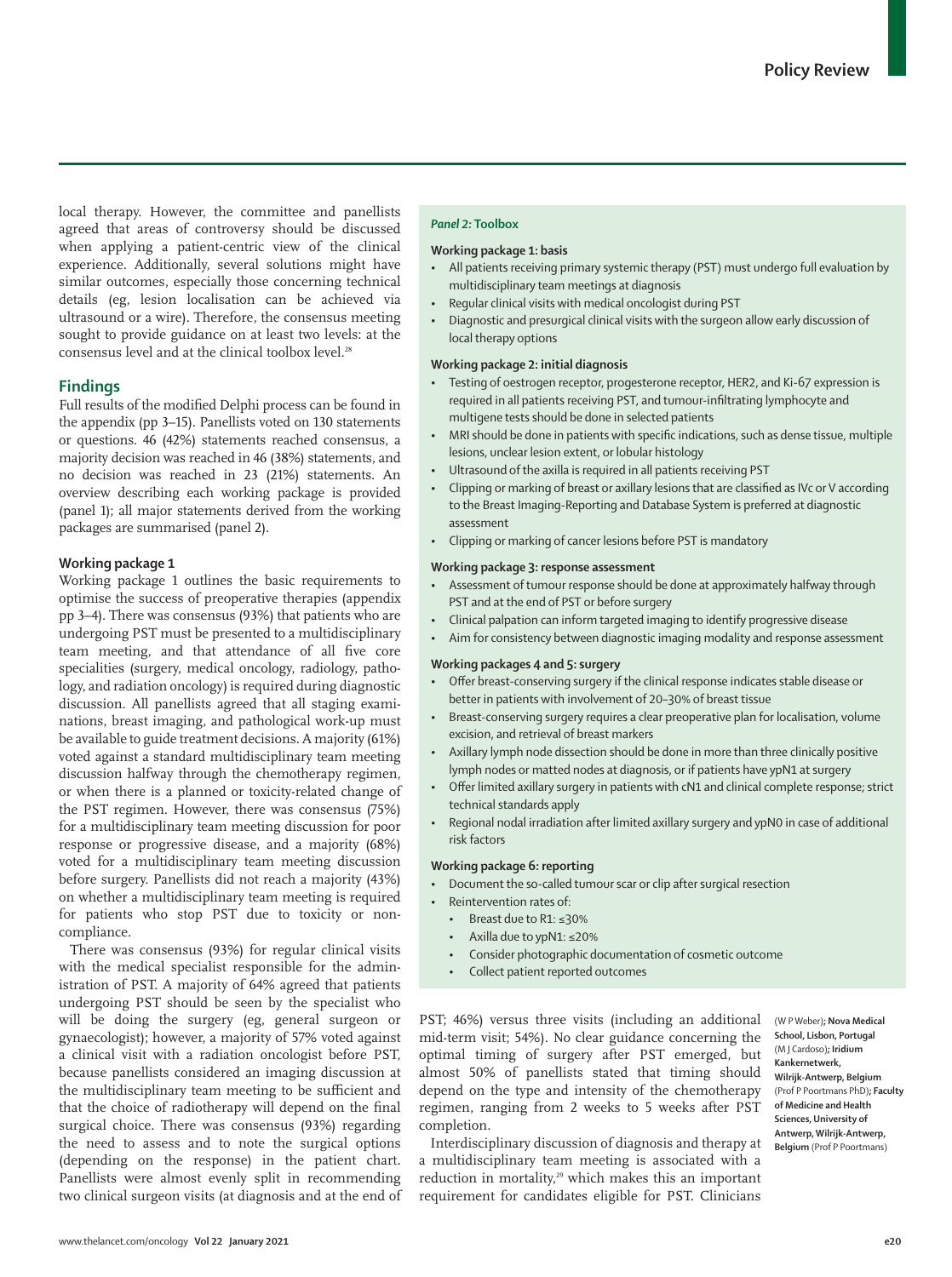local therapy. However, the committee and panellists agreed that areas of controversy should be discussed when applying a patient-centric view of the clinical experience. Additionally, several solutions might have similar outcomes, especially those concerning technical details (eg, lesion localisation can be achieved via ultrasound or a wire). Therefore, the consensus meeting sought to provide guidance on at least two levels: at the consensus level and at the clinical toolbox level.[28]

## Findings

Full results of the modified Delphi process can be found in the appendix (pp 3–15). Panellists voted on 130 statements or questions. 46 (42%) statements reached consensus, a majority decision was reached in 46 (38%) statements, and no decision was reached in 23 (21%) statements. An overview describing each working package is provided (panel 1); all major statements derived from the working packages are summarised (panel 2).

### Working package 1

Working package 1 outlines the basic requirements to optimise the success of preoperative therapies (appendix pp 3–4). There was consensus (93%) that patients who are undergoing PST must be presented to a multidisciplinary team meeting, and that attendance of all five core specialities (surgery, medical oncology, radiology, pathology, and radiation oncology) is required during diagnostic discussion. All panellists agreed that all staging examinations, breast imaging, and pathological work-up must be available to guide treatment decisions. A majority (61%) voted against a standard multidisciplinary team meeting discussion halfway through the chemotherapy regimen, or when there is a planned or toxicity-related change of the PST regimen. However, there was consensus (75%) for a multidisciplinary team meeting discussion for poor response or progressive disease, and a majority (68%) voted for a multidisciplinary team meeting discussion before surgery. Panellists did not reach a majority (43%) on whether a multidisciplinary team meeting is required for patients who stop PST due to toxicity or non-compliance.

There was consensus (93%) for regular clinical visits with the medical specialist responsible for the administration of PST. A majority of 64% agreed that patients undergoing PST should be seen by the specialist who will be doing the surgery (eg, general surgeon or gynaecologist); however, a majority of 57% voted against a clinical visit with a radiation oncologist before PST, because panellists considered an imaging discussion at the multidisciplinary team meeting to be sufficient and that the choice of radiotherapy will depend on the final surgical choice. There was consensus (93%) regarding the need to assess and to note the surgical options (depending on the response) in the patient chart. Panellists were almost evenly split in recommending two clinical surgeon visits (at diagnosis and at the end of PST; 46%) versus three visits (including an additional mid-term visit; 54%). No clear guidance concerning the optimal timing of surgery after PST emerged, but almost 50% of panellists stated that timing should depend on the type and intensity of the chemotherapy regimen, ranging from 2 weeks to 5 weeks after PST completion.

Interdisciplinary discussion of diagnosis and therapy at a multidisciplinary team meeting is associated with a reduction in mortality,[29] which makes this an important requirement for candidates eligible for PST. Clinicians

> ***Panel 2:* Toolbox**
>
> **Working package 1: basis**
> - All patients receiving primary systemic therapy (PST) must undergo full evaluation by multidisciplinary team meetings at diagnosis
> - Regular clinical visits with medical oncologist during PST
> - Diagnostic and presurgical clinical visits with the surgeon allow early discussion of local therapy options
>
> **Working package 2: initial diagnosis**
> - Testing of oestrogen receptor, progesterone receptor, HER2, and Ki-67 expression is required in all patients receiving PST, and tumour-infiltrating lymphocyte and multigene tests should be done in selected patients
> - MRI should be done in patients with specific indications, such as dense tissue, multiple lesions, unclear lesion extent, or lobular histology
> - Ultrasound of the axilla is required in all patients receiving PST
> - Clipping or marking of breast or axillary lesions that are classified as IVc or V according to the Breast Imaging-Reporting and Database System is preferred at diagnostic assessment
> - Clipping or marking of cancer lesions before PST is mandatory
>
> **Working package 3: response assessment**
> - Assessment of tumour response should be done at approximately halfway through PST and at the end of PST or before surgery
> - Clinical palpation can inform targeted imaging to identify progressive disease
> - Aim for consistency between diagnostic imaging modality and response assessment
>
> **Working packages 4 and 5: surgery**
> - Offer breast-conserving surgery if the clinical response indicates stable disease or better in patients with involvement of 20–30% of breast tissue
> - Breast-conserving surgery requires a clear preoperative plan for localisation, volume excision, and retrieval of breast markers
> - Axillary lymph node dissection should be done in more than three clinically positive lymph nodes or matted nodes at diagnosis, or if patients have ypN1 at surgery
> - Offer limited axillary surgery in patients with cN1 and clinical complete response; strict technical standards apply
> - Regional nodal irradiation after limited axillary surgery and ypN0 in case of additional risk factors
>
> **Working package 6: reporting**
> - Document the so-called tumour scar or clip after surgical resection
> - Reintervention rates of:
>   - Breast due to R1: ≤30%
>   - Axilla due to ypN1: ≤20%
>   - Consider photographic documentation of cosmetic outcome
>   - Collect patient reported outcomes

(W P Weber); **Nova Medical School, Lisbon, Portugal** (M J Cardoso); **Iridium Kankernetwerk, Wilrijk-Antwerp, Belgium** (Prof P Poortmans PhD); **Faculty of Medicine and Health Sciences, University of Antwerp, Wilrijk-Antwerp, Belgium** (Prof P Poortmans)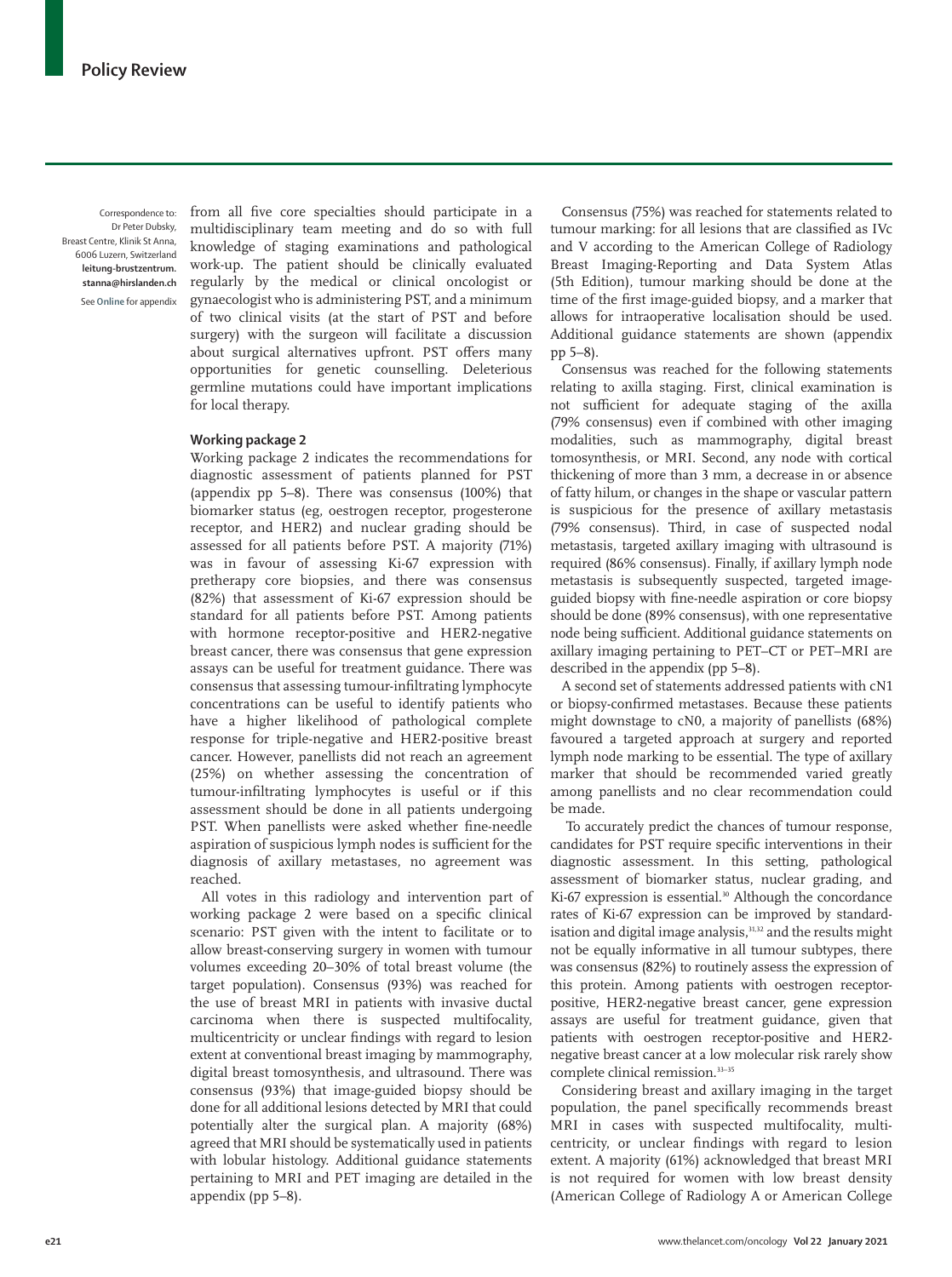Correspondence to: Dr Peter Dubsky, Breast Centre, Klinik St Anna, 6006 Luzern, Switzerland **leitung-brustzentrum.stanna@hirslanden.ch**

See **Online** for appendix

from all five core specialties should participate in a multidisciplinary team meeting and do so with full knowledge of staging examinations and pathological work-up. The patient should be clinically evaluated regularly by the medical or clinical oncologist or gynaecologist who is administering PST, and a minimum of two clinical visits (at the start of PST and before surgery) with the surgeon will facilitate a discussion about surgical alternatives upfront. PST offers many opportunities for genetic counselling. Deleterious germline mutations could have important implications for local therapy.

### Working package 2

Working package 2 indicates the recommendations for diagnostic assessment of patients planned for PST (appendix pp 5–8). There was consensus (100%) that biomarker status (eg, oestrogen receptor, progesterone receptor, and HER2) and nuclear grading should be assessed for all patients before PST. A majority (71%) was in favour of assessing Ki-67 expression with pretherapy core biopsies, and there was consensus (82%) that assessment of Ki-67 expression should be standard for all patients before PST. Among patients with hormone receptor-positive and HER2-negative breast cancer, there was consensus that gene expression assays can be useful for treatment guidance. There was consensus that assessing tumour-infiltrating lymphocyte concentrations can be useful to identify patients who have a higher likelihood of pathological complete response for triple-negative and HER2-positive breast cancer. However, panellists did not reach an agreement (25%) on whether assessing the concentration of tumour-infiltrating lymphocytes is useful or if this assessment should be done in all patients undergoing PST. When panellists were asked whether fine-needle aspiration of suspicious lymph nodes is sufficient for the diagnosis of axillary metastases, no agreement was reached.

All votes in this radiology and intervention part of working package 2 were based on a specific clinical scenario: PST given with the intent to facilitate or to allow breast-conserving surgery in women with tumour volumes exceeding 20–30% of total breast volume (the target population). Consensus (93%) was reached for the use of breast MRI in patients with invasive ductal carcinoma when there is suspected multifocality, multicentricity or unclear findings with regard to lesion extent at conventional breast imaging by mammography, digital breast tomosynthesis, and ultrasound. There was consensus (93%) that image-guided biopsy should be done for all additional lesions detected by MRI that could potentially alter the surgical plan. A majority (68%) agreed that MRI should be systematically used in patients with lobular histology. Additional guidance statements pertaining to MRI and PET imaging are detailed in the appendix (pp 5–8).

Consensus (75%) was reached for statements related to tumour marking: for all lesions that are classified as IVc and V according to the American College of Radiology Breast Imaging-Reporting and Data System Atlas (5th Edition), tumour marking should be done at the time of the first image-guided biopsy, and a marker that allows for intraoperative localisation should be used. Additional guidance statements are shown (appendix pp 5–8).

Consensus was reached for the following statements relating to axilla staging. First, clinical examination is not sufficient for adequate staging of the axilla (79% consensus) even if combined with other imaging modalities, such as mammography, digital breast tomosynthesis, or MRI. Second, any node with cortical thickening of more than 3 mm, a decrease in or absence of fatty hilum, or changes in the shape or vascular pattern is suspicious for the presence of axillary metastasis (79% consensus). Third, in case of suspected nodal metastasis, targeted axillary imaging with ultrasound is required (86% consensus). Finally, if axillary lymph node metastasis is subsequently suspected, targeted image-guided biopsy with fine-needle aspiration or core biopsy should be done (89% consensus), with one representative node being sufficient. Additional guidance statements on axillary imaging pertaining to PET–CT or PET–MRI are described in the appendix (pp 5–8).

A second set of statements addressed patients with cN1 or biopsy-confirmed metastases. Because these patients might downstage to cN0, a majority of panellists (68%) favoured a targeted approach at surgery and reported lymph node marking to be essential. The type of axillary marker that should be recommended varied greatly among panellists and no clear recommendation could be made.

To accurately predict the chances of tumour response, candidates for PST require specific interventions in their diagnostic assessment. In this setting, pathological assessment of biomarker status, nuclear grading, and Ki-67 expression is essential.[30] Although the concordance rates of Ki-67 expression can be improved by standardisation and digital image analysis,[31,32] and the results might not be equally informative in all tumour subtypes, there was consensus (82%) to routinely assess the expression of this protein. Among patients with oestrogen receptor-positive, HER2-negative breast cancer, gene expression assays are useful for treatment guidance, given that patients with oestrogen receptor-positive and HER2-negative breast cancer at a low molecular risk rarely show complete clinical remission.[33–35]

Considering breast and axillary imaging in the target population, the panel specifically recommends breast MRI in cases with suspected multifocality, multicentricity, or unclear findings with regard to lesion extent. A majority (61%) acknowledged that breast MRI is not required for women with low breast density (American College of Radiology A or American College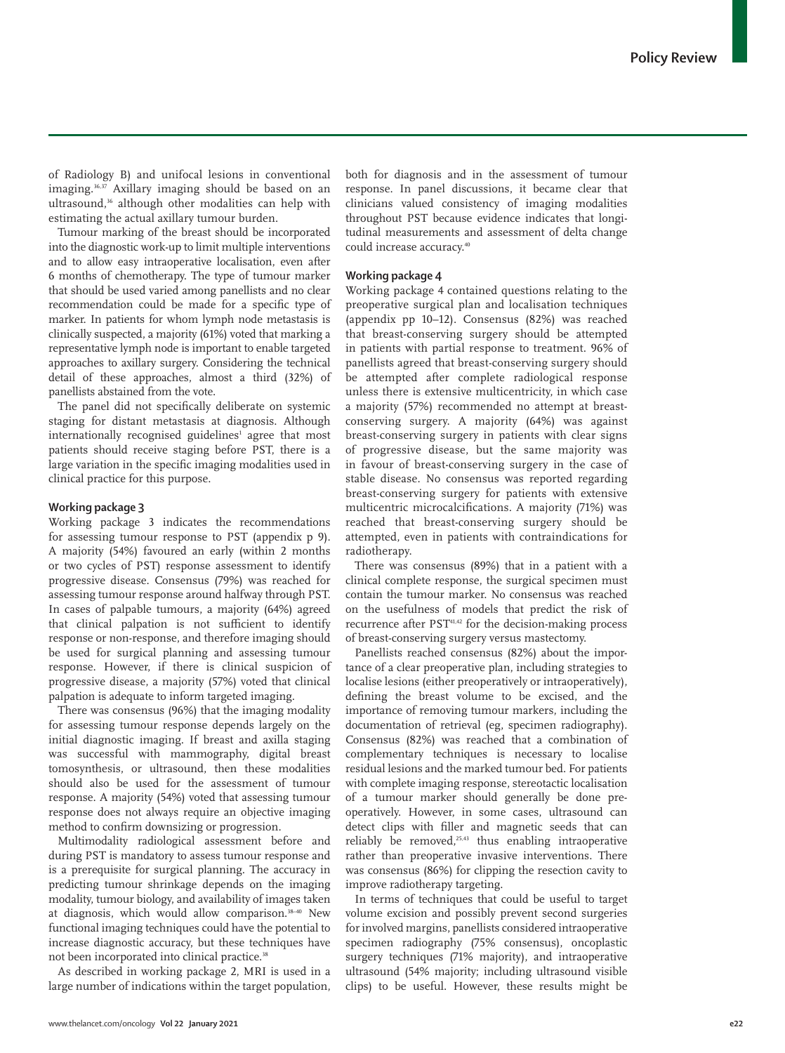of Radiology B) and unifocal lesions in conventional imaging.[36,37] Axillary imaging should be based on an ultrasound,[36] although other modalities can help with estimating the actual axillary tumour burden.

Tumour marking of the breast should be incorporated into the diagnostic work-up to limit multiple interventions and to allow easy intraoperative localisation, even after 6 months of chemotherapy. The type of tumour marker that should be used varied among panellists and no clear recommendation could be made for a specific type of marker. In patients for whom lymph node metastasis is clinically suspected, a majority (61%) voted that marking a representative lymph node is important to enable targeted approaches to axillary surgery. Considering the technical detail of these approaches, almost a third (32%) of panellists abstained from the vote.

The panel did not specifically deliberate on systemic staging for distant metastasis at diagnosis. Although internationally recognised guidelines[1] agree that most patients should receive staging before PST, there is a large variation in the specific imaging modalities used in clinical practice for this purpose.

### Working package 3

Working package 3 indicates the recommendations for assessing tumour response to PST (appendix p 9). A majority (54%) favoured an early (within 2 months or two cycles of PST) response assessment to identify progressive disease. Consensus (79%) was reached for assessing tumour response around halfway through PST. In cases of palpable tumours, a majority (64%) agreed that clinical palpation is not sufficient to identify response or non-response, and therefore imaging should be used for surgical planning and assessing tumour response. However, if there is clinical suspicion of progressive disease, a majority (57%) voted that clinical palpation is adequate to inform targeted imaging.

There was consensus (96%) that the imaging modality for assessing tumour response depends largely on the initial diagnostic imaging. If breast and axilla staging was successful with mammography, digital breast tomosynthesis, or ultrasound, then these modalities should also be used for the assessment of tumour response. A majority (54%) voted that assessing tumour response does not always require an objective imaging method to confirm downsizing or progression.

Multimodality radiological assessment before and during PST is mandatory to assess tumour response and is a prerequisite for surgical planning. The accuracy in predicting tumour shrinkage depends on the imaging modality, tumour biology, and availability of images taken at diagnosis, which would allow comparison.[38–40] New functional imaging techniques could have the potential to increase diagnostic accuracy, but these techniques have not been incorporated into clinical practice.[38]

As described in working package 2, MRI is used in a large number of indications within the target population, both for diagnosis and in the assessment of tumour response. In panel discussions, it became clear that clinicians valued consistency of imaging modalities throughout PST because evidence indicates that longitudinal measurements and assessment of delta change could increase accuracy.[40]

### Working package 4

Working package 4 contained questions relating to the preoperative surgical plan and localisation techniques (appendix pp 10–12). Consensus (82%) was reached that breast-conserving surgery should be attempted in patients with partial response to treatment. 96% of panellists agreed that breast-conserving surgery should be attempted after complete radiological response unless there is extensive multicentricity, in which case a majority (57%) recommended no attempt at breast-conserving surgery. A majority (64%) was against breast-conserving surgery in patients with clear signs of progressive disease, but the same majority was in favour of breast-conserving surgery in the case of stable disease. No consensus was reported regarding breast-conserving surgery for patients with extensive multicentric microcalcifications. A majority (71%) was reached that breast-conserving surgery should be attempted, even in patients with contraindications for radiotherapy.

There was consensus (89%) that in a patient with a clinical complete response, the surgical specimen must contain the tumour marker. No consensus was reached on the usefulness of models that predict the risk of recurrence after PST[41,42] for the decision-making process of breast-conserving surgery versus mastectomy.

Panellists reached consensus (82%) about the importance of a clear preoperative plan, including strategies to localise lesions (either preoperatively or intraoperatively), defining the breast volume to be excised, and the importance of removing tumour markers, including the documentation of retrieval (eg, specimen radiography). Consensus (82%) was reached that a combination of complementary techniques is necessary to localise residual lesions and the marked tumour bed. For patients with complete imaging response, stereotactic localisation of a tumour marker should generally be done preoperatively. However, in some cases, ultrasound can detect clips with filler and magnetic seeds that can reliably be removed,[25,43] thus enabling intraoperative rather than preoperative invasive interventions. There was consensus (86%) for clipping the resection cavity to improve radiotherapy targeting.

In terms of techniques that could be useful to target volume excision and possibly prevent second surgeries for involved margins, panellists considered intraoperative specimen radiography (75% consensus), oncoplastic surgery techniques (71% majority), and intraoperative ultrasound (54% majority; including ultrasound visible clips) to be useful. However, these results might be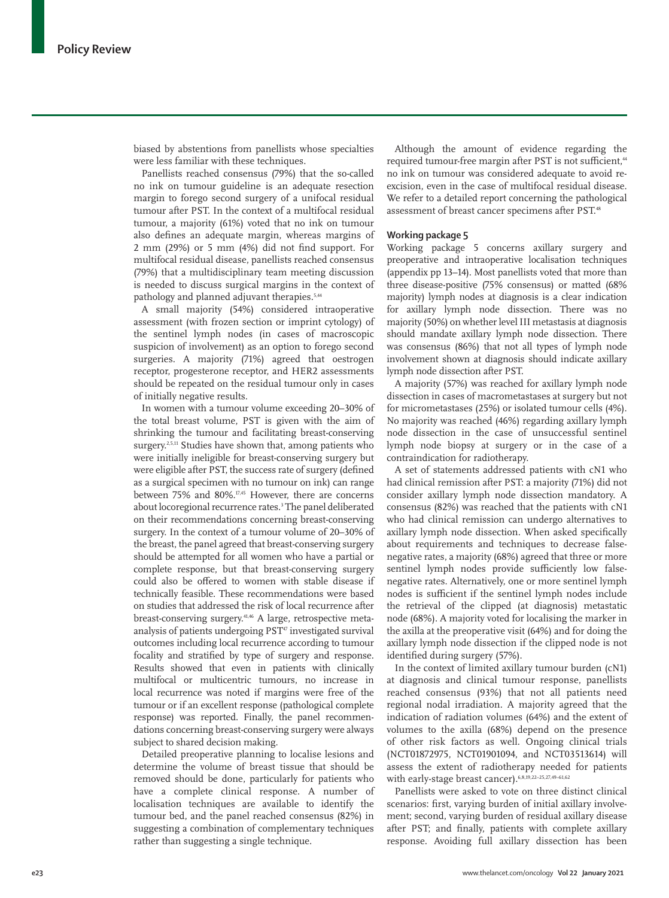biased by abstentions from panellists whose specialties were less familiar with these techniques.

Panellists reached consensus (79%) that the so-called no ink on tumour guideline is an adequate resection margin to forego second surgery of a unifocal residual tumour after PST. In the context of a multifocal residual tumour, a majority (61%) voted that no ink on tumour also defines an adequate margin, whereas margins of 2 mm (29%) or 5 mm (4%) did not find support. For multifocal residual disease, panellists reached consensus (79%) that a multidisciplinary team meeting discussion is needed to discuss surgical margins in the context of pathology and planned adjuvant therapies.[5,44]

A small majority (54%) considered intraoperative assessment (with frozen section or imprint cytology) of the sentinel lymph nodes (in cases of macroscopic suspicion of involvement) as an option to forego second surgeries. A majority (71%) agreed that oestrogen receptor, progesterone receptor, and HER2 assessments should be repeated on the residual tumour only in cases of initially negative results.

In women with a tumour volume exceeding 20–30% of the total breast volume, PST is given with the aim of shrinking the tumour and facilitating breast-conserving surgery.[2,5,11] Studies have shown that, among patients who were initially ineligible for breast-conserving surgery but were eligible after PST, the success rate of surgery (defined as a surgical specimen with no tumour on ink) can range between 75% and 80%.[17,45] However, there are concerns about locoregional recurrence rates.[3] The panel deliberated on their recommendations concerning breast-conserving surgery. In the context of a tumour volume of 20–30% of the breast, the panel agreed that breast-conserving surgery should be attempted for all women who have a partial or complete response, but that breast-conserving surgery could also be offered to women with stable disease if technically feasible. These recommendations were based on studies that addressed the risk of local recurrence after breast-conserving surgery.[41,46] A large, retrospective meta-analysis of patients undergoing PST[47] investigated survival outcomes including local recurrence according to tumour focality and stratified by type of surgery and response. Results showed that even in patients with clinically multifocal or multicentric tumours, no increase in local recurrence was noted if margins were free of the tumour or if an excellent response (pathological complete response) was reported. Finally, the panel recommendations concerning breast-conserving surgery were always subject to shared decision making.

Detailed preoperative planning to localise lesions and determine the volume of breast tissue that should be removed should be done, particularly for patients who have a complete clinical response. A number of localisation techniques are available to identify the tumour bed, and the panel reached consensus (82%) in suggesting a combination of complementary techniques rather than suggesting a single technique.

Although the amount of evidence regarding the required tumour-free margin after PST is not sufficient,[44] no ink on tumour was considered adequate to avoid re-excision, even in the case of multifocal residual disease. We refer to a detailed report concerning the pathological assessment of breast cancer specimens after PST.[48]

## Working package 5

Working package 5 concerns axillary surgery and preoperative and intraoperative localisation techniques (appendix pp 13–14). Most panellists voted that more than three disease-positive (75% consensus) or matted (68% majority) lymph nodes at diagnosis is a clear indication for axillary lymph node dissection. There was no majority (50%) on whether level III metastasis at diagnosis should mandate axillary lymph node dissection. There was consensus (86%) that not all types of lymph node involvement shown at diagnosis should indicate axillary lymph node dissection after PST.

A majority (57%) was reached for axillary lymph node dissection in cases of macrometastases at surgery but not for micrometastases (25%) or isolated tumour cells (4%). No majority was reached (46%) regarding axillary lymph node dissection in the case of unsuccessful sentinel lymph node biopsy at surgery or in the case of a contraindication for radiotherapy.

A set of statements addressed patients with cN1 who had clinical remission after PST: a majority (71%) did not consider axillary lymph node dissection mandatory. A consensus (82%) was reached that the patients with cN1 who had clinical remission can undergo alternatives to axillary lymph node dissection. When asked specifically about requirements and techniques to decrease false-negative rates, a majority (68%) agreed that three or more sentinel lymph nodes provide sufficiently low false-negative rates. Alternatively, one or more sentinel lymph nodes is sufficient if the sentinel lymph nodes include the retrieval of the clipped (at diagnosis) metastatic node (68%). A majority voted for localising the marker in the axilla at the preoperative visit (64%) and for doing the axillary lymph node dissection if the clipped node is not identified during surgery (57%).

In the context of limited axillary tumour burden (cN1) at diagnosis and clinical tumour response, panellists reached consensus (93%) that not all patients need regional nodal irradiation. A majority agreed that the indication of radiation volumes (64%) and the extent of volumes to the axilla (68%) depend on the presence of other risk factors as well. Ongoing clinical trials (NCT01872975, NCT01901094, and NCT03513614) will assess the extent of radiotherapy needed for patients with early-stage breast cancer).[6,8,19,22–25,27,49–61,62]

Panellists were asked to vote on three distinct clinical scenarios: first, varying burden of initial axillary involvement; second, varying burden of residual axillary disease after PST; and finally, patients with complete axillary response. Avoiding full axillary dissection has been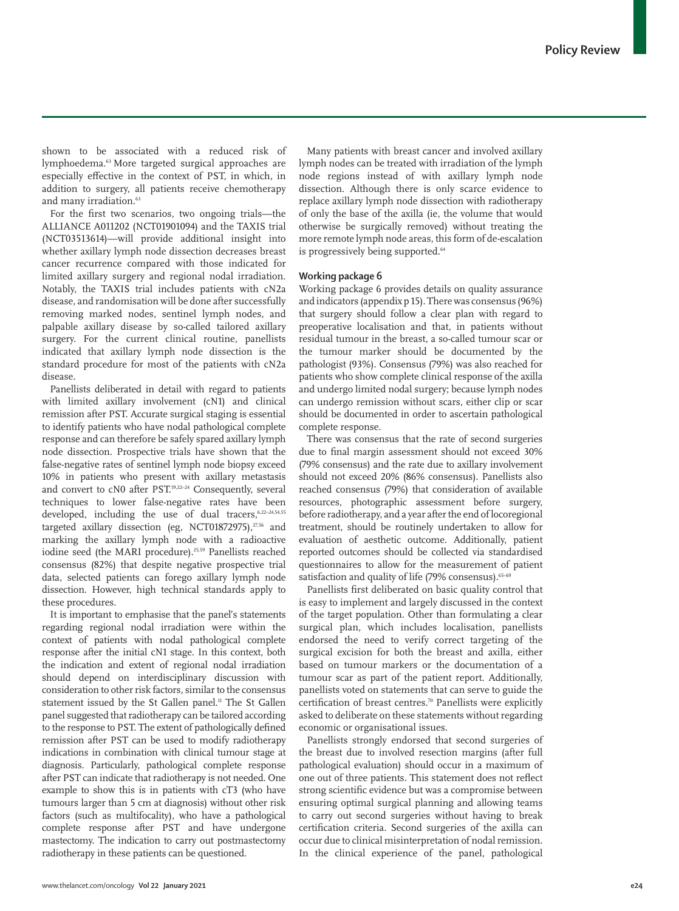shown to be associated with a reduced risk of lymphoedema.[63] More targeted surgical approaches are especially effective in the context of PST, in which, in addition to surgery, all patients receive chemotherapy and many irradiation.[63]

For the first two scenarios, two ongoing trials—the ALLIANCE A011202 (NCT01901094) and the TAXIS trial (NCT03513614)—will provide additional insight into whether axillary lymph node dissection decreases breast cancer recurrence compared with those indicated for limited axillary surgery and regional nodal irradiation. Notably, the TAXIS trial includes patients with cN2a disease, and randomisation will be done after successfully removing marked nodes, sentinel lymph nodes, and palpable axillary disease by so-called tailored axillary surgery. For the current clinical routine, panellists indicated that axillary lymph node dissection is the standard procedure for most of the patients with cN2a disease.

Panellists deliberated in detail with regard to patients with limited axillary involvement (cN1) and clinical remission after PST. Accurate surgical staging is essential to identify patients who have nodal pathological complete response and can therefore be safely spared axillary lymph node dissection. Prospective trials have shown that the false-negative rates of sentinel lymph node biopsy exceed 10% in patients who present with axillary metastasis and convert to cN0 after PST.[19,22–24] Consequently, several techniques to lower false-negative rates have been developed, including the use of dual tracers,[6,22–24,54,55] targeted axillary dissection (eg, NCT01872975),[27,56] and marking the axillary lymph node with a radioactive iodine seed (the MARI procedure).[25,59] Panellists reached consensus (82%) that despite negative prospective trial data, selected patients can forego axillary lymph node dissection. However, high technical standards apply to these procedures.

It is important to emphasise that the panel's statements regarding regional nodal irradiation were within the context of patients with nodal pathological complete response after the initial cN1 stage. In this context, both the indication and extent of regional nodal irradiation should depend on interdisciplinary discussion with consideration to other risk factors, similar to the consensus statement issued by the St Gallen panel.[11] The St Gallen panel suggested that radiotherapy can be tailored according to the response to PST. The extent of pathologically defined remission after PST can be used to modify radiotherapy indications in combination with clinical tumour stage at diagnosis. Particularly, pathological complete response after PST can indicate that radiotherapy is not needed. One example to show this is in patients with cT3 (who have tumours larger than 5 cm at diagnosis) without other risk factors (such as multifocality), who have a pathological complete response after PST and have undergone mastectomy. The indication to carry out postmastectomy radiotherapy in these patients can be questioned.

Many patients with breast cancer and involved axillary lymph nodes can be treated with irradiation of the lymph node regions instead of with axillary lymph node dissection. Although there is only scarce evidence to replace axillary lymph node dissection with radiotherapy of only the base of the axilla (ie, the volume that would otherwise be surgically removed) without treating the more remote lymph node areas, this form of de-escalation is progressively being supported.[64]

### Working package 6

Working package 6 provides details on quality assurance and indicators (appendix p 15). There was consensus (96%) that surgery should follow a clear plan with regard to preoperative localisation and that, in patients without residual tumour in the breast, a so-called tumour scar or the tumour marker should be documented by the pathologist (93%). Consensus (79%) was also reached for patients who show complete clinical response of the axilla and undergo limited nodal surgery; because lymph nodes can undergo remission without scars, either clip or scar should be documented in order to ascertain pathological complete response.

There was consensus that the rate of second surgeries due to final margin assessment should not exceed 30% (79% consensus) and the rate due to axillary involvement should not exceed 20% (86% consensus). Panellists also reached consensus (79%) that consideration of available resources, photographic assessment before surgery, before radiotherapy, and a year after the end of locoregional treatment, should be routinely undertaken to allow for evaluation of aesthetic outcome. Additionally, patient reported outcomes should be collected via standardised questionnaires to allow for the measurement of patient satisfaction and quality of life (79% consensus).[65–69]

Panellists first deliberated on basic quality control that is easy to implement and largely discussed in the context of the target population. Other than formulating a clear surgical plan, which includes localisation, panellists endorsed the need to verify correct targeting of the surgical excision for both the breast and axilla, either based on tumour markers or the documentation of a tumour scar as part of the patient report. Additionally, panellists voted on statements that can serve to guide the certification of breast centres.[70] Panellists were explicitly asked to deliberate on these statements without regarding economic or organisational issues.

Panellists strongly endorsed that second surgeries of the breast due to involved resection margins (after full pathological evaluation) should occur in a maximum of one out of three patients. This statement does not reflect strong scientific evidence but was a compromise between ensuring optimal surgical planning and allowing teams to carry out second surgeries without having to break certification criteria. Second surgeries of the axilla can occur due to clinical misinterpretation of nodal remission. In the clinical experience of the panel, pathological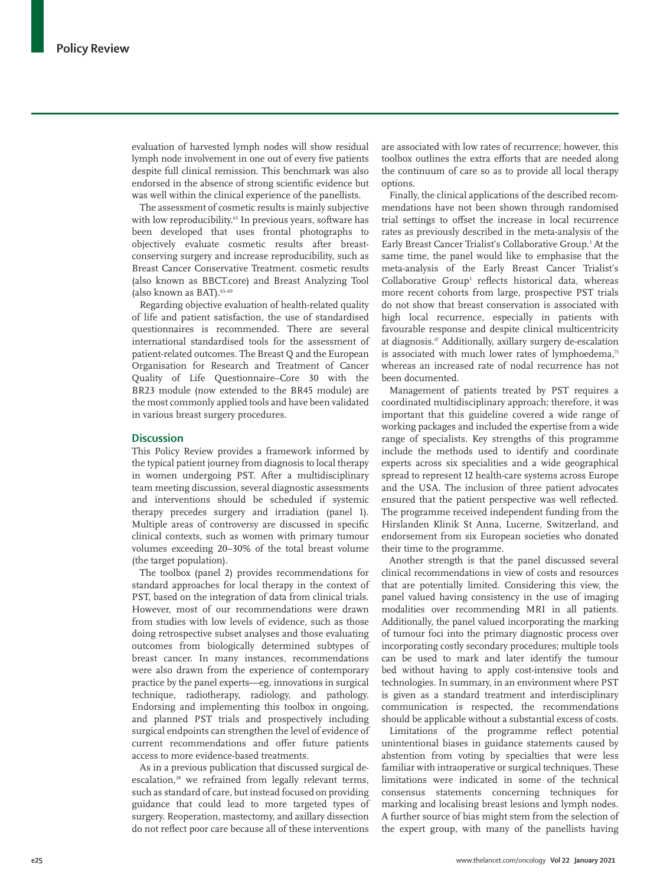evaluation of harvested lymph nodes will show residual lymph node involvement in one out of every five patients despite full clinical remission. This benchmark was also endorsed in the absence of strong scientific evidence but was well within the clinical experience of the panellists.

The assessment of cosmetic results is mainly subjective with low reproducibility.[65] In previous years, software has been developed that uses frontal photographs to objectively evaluate cosmetic results after breast-conserving surgery and increase reproducibility, such as Breast Cancer Conservative Treatment. cosmetic results (also known as BBCT.core) and Breast Analyzing Tool (also known as BAT).[65–69]

Regarding objective evaluation of health-related quality of life and patient satisfaction, the use of standardised questionnaires is recommended. There are several international standardised tools for the assessment of patient-related outcomes. The Breast Q and the European Organisation for Research and Treatment of Cancer Quality of Life Questionnaire–Core 30 with the BR23 module (now extended to the BR45 module) are the most commonly applied tools and have been validated in various breast surgery procedures.

## Discussion

This Policy Review provides a framework informed by the typical patient journey from diagnosis to local therapy in women undergoing PST. After a multidisciplinary team meeting discussion, several diagnostic assessments and interventions should be scheduled if systemic therapy precedes surgery and irradiation (panel 1). Multiple areas of controversy are discussed in specific clinical contexts, such as women with primary tumour volumes exceeding 20–30% of the total breast volume (the target population).

The toolbox (panel 2) provides recommendations for standard approaches for local therapy in the context of PST, based on the integration of data from clinical trials. However, most of our recommendations were drawn from studies with low levels of evidence, such as those doing retrospective subset analyses and those evaluating outcomes from biologically determined subtypes of breast cancer. In many instances, recommendations were also drawn from the experience of contemporary practice by the panel experts—eg, innovations in surgical technique, radiotherapy, radiology, and pathology. Endorsing and implementing this toolbox in ongoing, and planned PST trials and prospectively including surgical endpoints can strengthen the level of evidence of current recommendations and offer future patients access to more evidence-based treatments.

As in a previous publication that discussed surgical de-escalation,[28] we refrained from legally relevant terms, such as standard of care, but instead focused on providing guidance that could lead to more targeted types of surgery. Reoperation, mastectomy, and axillary dissection do not reflect poor care because all of these interventions are associated with low rates of recurrence; however, this toolbox outlines the extra efforts that are needed along the continuum of care so as to provide all local therapy options.

Finally, the clinical applications of the described recommendations have not been shown through randomised trial settings to offset the increase in local recurrence rates as previously described in the meta-analysis of the Early Breast Cancer Trialist's Collaborative Group.[3] At the same time, the panel would like to emphasise that the meta-analysis of the Early Breast Cancer Trialist's Collaborative Group[3] reflects historical data, whereas more recent cohorts from large, prospective PST trials do not show that breast conservation is associated with high local recurrence, especially in patients with favourable response and despite clinical multicentricity at diagnosis.[47] Additionally, axillary surgery de-escalation is associated with much lower rates of lymphoedema,[71] whereas an increased rate of nodal recurrence has not been documented.

Management of patients treated by PST requires a coordinated multidisciplinary approach; therefore, it was important that this guideline covered a wide range of working packages and included the expertise from a wide range of specialists. Key strengths of this programme include the methods used to identify and coordinate experts across six specialities and a wide geographical spread to represent 12 health-care systems across Europe and the USA. The inclusion of three patient advocates ensured that the patient perspective was well reflected. The programme received independent funding from the Hirslanden Klinik St Anna, Lucerne, Switzerland, and endorsement from six European societies who donated their time to the programme.

Another strength is that the panel discussed several clinical recommendations in view of costs and resources that are potentially limited. Considering this view, the panel valued having consistency in the use of imaging modalities over recommending MRI in all patients. Additionally, the panel valued incorporating the marking of tumour foci into the primary diagnostic process over incorporating costly secondary procedures; multiple tools can be used to mark and later identify the tumour bed without having to apply cost-intensive tools and technologies. In summary, in an environment where PST is given as a standard treatment and interdisciplinary communication is respected, the recommendations should be applicable without a substantial excess of costs.

Limitations of the programme reflect potential unintentional biases in guidance statements caused by abstention from voting by specialties that were less familiar with intraoperative or surgical techniques. These limitations were indicated in some of the technical consensus statements concerning techniques for marking and localising breast lesions and lymph nodes. A further source of bias might stem from the selection of the expert group, with many of the panellists having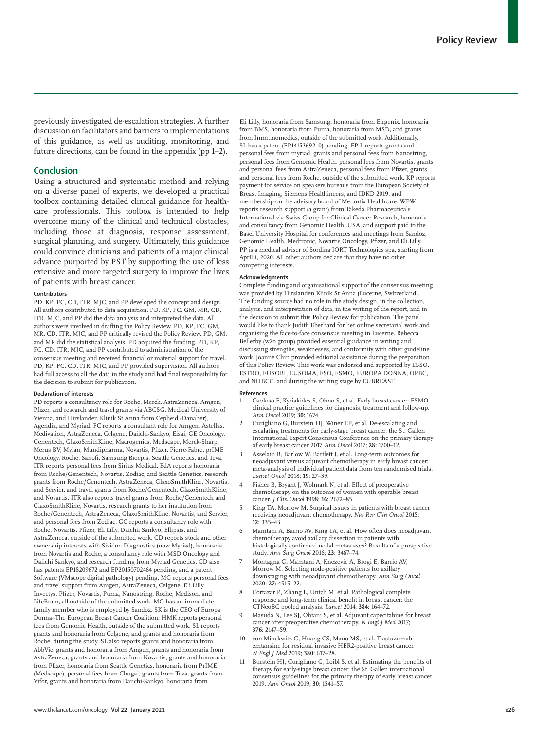previously investigated de-escalation strategies. A further discussion on facilitators and barriers to implementations of this guidance, as well as auditing, monitoring, and future directions, can be found in the appendix (pp 1–2).

## Conclusion

Using a structured and systematic method and relying on a diverse panel of experts, we developed a practical toolbox containing detailed clinical guidance for health-care professionals. This toolbox is intended to help overcome many of the clinical and technical obstacles, including those at diagnosis, response assessment, surgical planning, and surgery. Ultimately, this guidance could convince clinicians and patients of a major clinical advance purported by PST by supporting the use of less extensive and more targeted surgery to improve the lives of patients with breast cancer.

#### Contributors

PD, KP, FC, CD, ITR, MJC, and PP developed the concept and design. All authors contributed to data acquisition. PD, KP, FC, GM, MR, CD, ITR, MJC, and PP did the data analysis and interpreted the data. All authors were involved in drafting the Policy Review. PD, KP, FC, GM, MR, CD, ITR, MJC, and PP critically revised the Policy Review. PD, GM, and MR did the statistical analysis. PD acquired the funding. PD, KP, FC, CD, ITR, MJC, and PP contributed to administration of the consensus meeting and received financial or material support for travel. PD, KP, FC, CD, ITR, MJC, and PP provided supervision. All authors had full access to all the data in the study and had final responsibility for the decision to submit for publication.

#### Declaration of interests

PD reports a consultancy role for Roche, Merck, AstraZeneca, Amgen, Pfizer, and research and travel grants via ABCSG, Medical University of Vienna, and Hirslanden Klinik St Anna from Cepheid (Danaher), Agendia, and Myriad. FC reports a consultant role for Amgen, Astellas, Medivation, AstraZeneca, Celgene, Daiichi-Sankyo, Eisai, GE Oncology, Genentech, GlaxoSmithKline, Macrogenics, Medscape, Merck-Sharp, Merus BV, Mylan, Mundipharma, Novartis, Pfizer, Pierre-Fabre, prIME Oncology, Roche, Sanofi, Samsung Bioepis, Seattle Genetics, and Teva. ITR reports personal fees from Sirius Medical. EdA reports honoraria from Roche/Genentech, Novartis, Zodiac, and Seattle Genetics, research grants from Roche/Genentech, AstraZeneca, GlaxoSmithKline, Novartis, and Servier, and travel grants from Roche/Genentech, GlaxoSmithKline, and Novartis. ITR also reports travel grants from Roche/Genentech and GlaxoSmithKline, Novartis, research grants to her institution from Roche/Genentech, AstraZeneca, GlaxoSmithKline, Novartis, and Servier, and personal fees from Zodiac. GC reports a consultancy role with Roche, Novartis, Pfizer, Eli Lilly, Daichii Sankyo, Ellipsis, and AstraZeneca, outside of the submitted work. CD reports stock and other ownership interests with Sividon Diagnostics (now Myriad), honoraria from Novartis and Roche, a consultancy role with MSD Oncology and Daiichi Sankyo, and research funding from Myriad Genetics. CD also has patents EP18209672 and EP20150702464 pending, and a patent Software (VMscope digital pathology) pending. MG reports personal fees and travel support from Amgen, AstraZeneca, Celgene, Eli Lilly, Invectys, Pfizer, Novartis, Puma, Nanostring, Roche, Medison, and LifeBrain, all outside of the submitted work. MG has an immediate family member who is employed by Sandoz. SK is the CEO of Europa Donna–The European Breast Cancer Coalition. HMK reports personal fees from Genomic Health, outside of the submitted work. SL reports grants and honoraria from Celgene, and grants and honoraria from Roche, during the study. SL also reports grants and honoraria from AbbVie, grants and honoraria from Amgen, grants and honoraria from AstraZeneca, grants and honoraria from Novartis, grants and honoraria from Pfizer, honoraria from Seattle Genetics, honoraria from PrIME (Medscape), personal fees from Chugai, grants from Teva, grants from Vifor, grants and honoraria from Daiichi-Sankyo, honoraria from Eli Lilly, honoraria from Samsung, honoraria from Eirgenix, honoraria from BMS, honoraria from Puma, honoraria from MSD, and grants from Immunomedics, outside of the submitted work. Additionally, SL has a patent (EP14153692·0) pending. FP-L reports grants and personal fees from myriad, grants and personal fees from Nanostring, personal fees from Genomic Health, personal fees from Novartis, grants and personal fees from AstraZeneca, personal fees from Pfizer, grants and personal fees from Roche, outside of the submitted work. KP reports payment for service on speakers bureaus from the European Society of Breast Imaging, Siemens Healthineers, and IDKD 2019, and membership on the advisory board of Merantix Healthcare. WPW reports research support (a grant) from Takeda Pharmaceuticals International via Swiss Group for Clinical Cancer Research, honoraria and consultancy from Genomic Health, USA, and support paid to the Basel University Hospital for conferences and meetings from Sandoz, Genomic Health, Medtronic, Novartis Oncology, Pfizer, and Eli Lilly. PP is a medical adviser of Sordina IORT Technologies spa, starting from April 1, 2020. All other authors declare that they have no other competing interests.

#### Acknowledgments

Complete funding and organisational support of the consensus meeting was provided by Hirslanden Klinik St Anna (Lucerne, Switzerland). The funding source had no role in the study design, in the collection, analysis, and interpretation of data, in the writing of the report, and in the decision to submit this Policy Review for publication. The panel would like to thank Judith Eberhard for her online secretarial work and organising the face-to-face consensus meeting in Lucerne. Rebecca Bellerby (w2o group) provided essential guidance in writing and discussing strengths, weaknesses, and conformity with other guideline work. Joanne Chin provided editorial assistance during the preparation of this Policy Review. This work was endorsed and supported by ESSO, ESTRO, EUSOBI, EUSOMA, ESO, ESMO, EUROPA DONNA, OPBC, and NHBCC, and during the writing stage by EUBREAST.

#### References

1. Cardoso F, Kyriakides S, Ohno S, et al. Early breast cancer: ESMO clinical practice guidelines for diagnosis, treatment and follow-up. *Ann Oncol* 2019; **30:** 1674.
2. Curigliano G, Burstein HJ, Winer EP, et al. De-escalating and escalating treatments for early-stage breast cancer: the St. Gallen International Expert Consensus Conference on the primary therapy of early breast cancer 2017. *Ann Oncol* 2017; **28:** 1700–12.
3. Asselain B, Barlow W, Bartlett J, et al. Long-term outcomes for neoadjuvant versus adjuvant chemotherapy in early breast cancer: meta-analysis of individual patient data from ten randomised trials. *Lancet Oncol* 2018; **19:** 27–39.
4. Fisher B, Bryant J, Wolmark N, et al. Effect of preoperative chemotherapy on the outcome of women with operable breast cancer. *J Clin Oncol* 1998; **16:** 2672–85.
5. King TA, Morrow M. Surgical issues in patients with breast cancer receiving neoadjuvant chemotherapy. *Nat Rev Clin Oncol* 2015; **12:** 335–43.
6. Mamtani A, Barrio AV, King TA, et al. How often does neoadjuvant chemotherapy avoid axillary dissection in patients with histologically confirmed nodal metastases? Results of a prospective study. *Ann Surg Oncol* 2016; **23:** 3467–74.
7. Montagna G, Mamtani A, Knezevic A, Brogi E, Barrio AV, Morrow M. Selecting node-positive patients for axillary downstaging with neoadjuvant chemotherapy. *Ann Surg Oncol* 2020; **27:** 4515–22.
8. Cortazar P, Zhang L, Untch M, et al. Pathological complete response and long-term clinical benefit in breast cancer: the CTNeoBC pooled analysis. *Lancet* 2014; **384:** 164–72.
9. Masuda N, Lee SJ, Ohtani S, et al. Adjuvant capecitabine for breast cancer after preoperative chemotherapy. *N Engl J Med* 2017; **376:** 2147–59.
10. von Minckwitz G, Huang CS, Mano MS, et al. Trastuzumab emtansine for residual invasive HER2-positive breast cancer. *N Engl J Med* 2019; **380:** 617–28.
11. Burstein HJ, Curigliano G, Loibl S, et al. Estimating the benefits of therapy for early-stage breast cancer: the St. Gallen international consensus guidelines for the primary therapy of early breast cancer 2019. *Ann Oncol* 2019; **30:** 1541–57.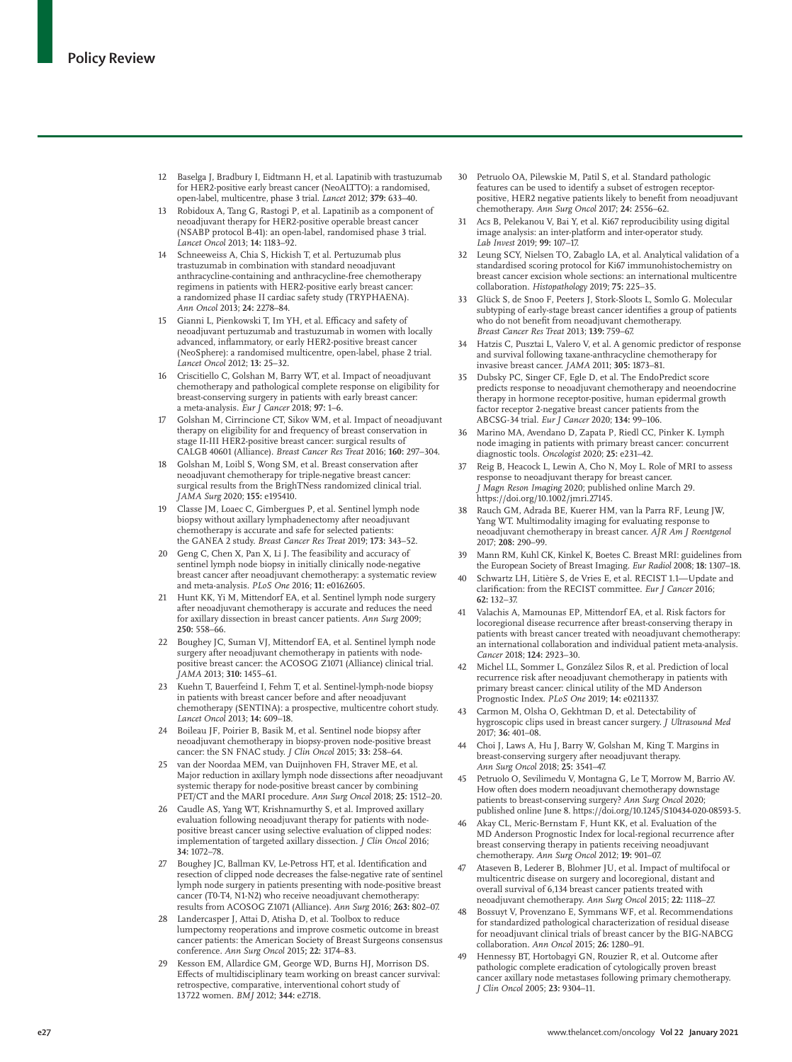12 Baselga J, Bradbury I, Eidtmann H, et al. Lapatinib with trastuzumab for HER2-positive early breast cancer (NeoALTTO): a randomised, open-label, multicentre, phase 3 trial. *Lancet* 2012; **379:** 633–40.

13 Robidoux A, Tang G, Rastogi P, et al. Lapatinib as a component of neoadjuvant therapy for HER2-positive operable breast cancer (NSABP protocol B-41): an open-label, randomised phase 3 trial. *Lancet Oncol* 2013; **14:** 1183–92.

14 Schneeweiss A, Chia S, Hickish T, et al. Pertuzumab plus trastuzumab in combination with standard neoadjuvant anthracycline-containing and anthracycline-free chemotherapy regimens in patients with HER2-positive early breast cancer: a randomized phase II cardiac safety study (TRYPHAENA). *Ann Oncol* 2013; **24:** 2278–84.

15 Gianni L, Pienkowski T, Im YH, et al. Efficacy and safety of neoadjuvant pertuzumab and trastuzumab in women with locally advanced, inflammatory, or early HER2-positive breast cancer (NeoSphere): a randomised multicentre, open-label, phase 2 trial. *Lancet Oncol* 2012; **13:** 25–32.

16 Criscitiello C, Golshan M, Barry WT, et al. Impact of neoadjuvant chemotherapy and pathological complete response on eligibility for breast-conserving surgery in patients with early breast cancer: a meta-analysis. *Eur J Cancer* 2018; **97:** 1–6.

17 Golshan M, Cirrincione CT, Sikov WM, et al. Impact of neoadjuvant therapy on eligibility for and frequency of breast conservation in stage II-III HER2-positive breast cancer: surgical results of CALGB 40601 (Alliance). *Breast Cancer Res Treat* 2016; **160:** 297–304.

18 Golshan M, Loibl S, Wong SM, et al. Breast conservation after neoadjuvant chemotherapy for triple-negative breast cancer: surgical results from the BrighTNess randomized clinical trial. *JAMA Surg* 2020; **155:** e195410.

19 Classe JM, Loaec C, Gimbergues P, et al. Sentinel lymph node biopsy without axillary lymphadenectomy after neoadjuvant chemotherapy is accurate and safe for selected patients: the GANEA 2 study. *Breast Cancer Res Treat* 2019; **173:** 343–52.

20 Geng C, Chen X, Pan X, Li J. The feasibility and accuracy of sentinel lymph node biopsy in initially clinically node-negative breast cancer after neoadjuvant chemotherapy: a systematic review and meta-analysis. *PLoS One* 2016; **11:** e0162605.

21 Hunt KK, Yi M, Mittendorf EA, et al. Sentinel lymph node surgery after neoadjuvant chemotherapy is accurate and reduces the need for axillary dissection in breast cancer patients. *Ann Surg* 2009; **250:** 558–66.

22 Boughey JC, Suman VJ, Mittendorf EA, et al. Sentinel lymph node surgery after neoadjuvant chemotherapy in patients with node-positive breast cancer: the ACOSOG Z1071 (Alliance) clinical trial. *JAMA* 2013; **310:** 1455–61.

23 Kuehn T, Bauerfeind I, Fehm T, et al. Sentinel-lymph-node biopsy in patients with breast cancer before and after neoadjuvant chemotherapy (SENTINA): a prospective, multicentre cohort study. *Lancet Oncol* 2013; **14:** 609–18.

24 Boileau JF, Poirier B, Basik M, et al. Sentinel node biopsy after neoadjuvant chemotherapy in biopsy-proven node-positive breast cancer: the SN FNAC study. *J Clin Oncol* 2015; **33:** 258–64.

25 van der Noordaa MEM, van Duijnhoven FH, Straver ME, et al. Major reduction in axillary lymph node dissections after neoadjuvant systemic therapy for node-positive breast cancer by combining PET/CT and the MARI procedure. *Ann Surg Oncol* 2018; **25:** 1512–20.

26 Caudle AS, Yang WT, Krishnamurthy S, et al. Improved axillary evaluation following neoadjuvant therapy for patients with node-positive breast cancer using selective evaluation of clipped nodes: implementation of targeted axillary dissection. *J Clin Oncol* 2016; **34:** 1072–78.

27 Boughey JC, Ballman KV, Le-Petross HT, et al. Identification and resection of clipped node decreases the false-negative rate of sentinel lymph node surgery in patients presenting with node-positive breast cancer (T0-T4, N1-N2) who receive neoadjuvant chemotherapy: results from ACOSOG Z1071 (Alliance). *Ann Surg* 2016; **263:** 802–07.

28 Landercasper J, Attai D, Atisha D, et al. Toolbox to reduce lumpectomy reoperations and improve cosmetic outcome in breast cancer patients: the American Society of Breast Surgeons consensus conference. *Ann Surg Oncol* 2015; **22:** 3174–83.

29 Kesson EM, Allardice GM, George WD, Burns HJ, Morrison DS. Effects of multidisciplinary team working on breast cancer survival: retrospective, comparative, interventional cohort study of 13722 women. *BMJ* 2012; **344:** e2718.

30 Petruolo OA, Pilewskie M, Patil S, et al. Standard pathologic features can be used to identify a subset of estrogen receptor-positive, HER2 negative patients likely to benefit from neoadjuvant chemotherapy. *Ann Surg Oncol* 2017; **24:** 2556–62.

31 Acs B, Pelekanou V, Bai Y, et al. Ki67 reproducibility using digital image analysis: an inter-platform and inter-operator study. *Lab Invest* 2019; **99:** 107–17.

32 Leung SCY, Nielsen TO, Zabaglo LA, et al. Analytical validation of a standardised scoring protocol for Ki67 immunohistochemistry on breast cancer excision whole sections: an international multicentre collaboration. *Histopathology* 2019; **75:** 225–35.

33 Glück S, de Snoo F, Peeters J, Stork-Sloots L, Somlo G. Molecular subtyping of early-stage breast cancer identifies a group of patients who do not benefit from neoadjuvant chemotherapy. *Breast Cancer Res Treat* 2013; **139:** 759–67.

34 Hatzis C, Pusztai L, Valero V, et al. A genomic predictor of response and survival following taxane-anthracycline chemotherapy for invasive breast cancer. *JAMA* 2011; **305:** 1873–81.

35 Dubsky PC, Singer CF, Egle D, et al. The EndoPredict score predicts response to neoadjuvant chemotherapy and neoendocrine therapy in hormone receptor-positive, human epidermal growth factor receptor 2-negative breast cancer patients from the ABCSG-34 trial. *Eur J Cancer* 2020; **134:** 99–106.

36 Marino MA, Avendano D, Zapata P, Riedl CC, Pinker K. Lymph node imaging in patients with primary breast cancer: concurrent diagnostic tools. *Oncologist* 2020; **25:** e231–42.

37 Reig B, Heacock L, Lewin A, Cho N, Moy L. Role of MRI to assess response to neoadjuvant therapy for breast cancer. *J Magn Reson Imaging* 2020; published online March 29. https://doi.org/10.1002/jmri.27145.

38 Rauch GM, Adrada BE, Kuerer HM, van la Parra RF, Leung JW, Yang WT. Multimodality imaging for evaluating response to neoadjuvant chemotherapy in breast cancer. *AJR Am J Roentgenol* 2017; **208:** 290–99.

39 Mann RM, Kuhl CK, Kinkel K, Boetes C. Breast MRI: guidelines from the European Society of Breast Imaging. *Eur Radiol* 2008; **18:** 1307–18.

40 Schwartz LH, Litière S, de Vries E, et al. RECIST 1.1—Update and clarification: from the RECIST committee. *Eur J Cancer* 2016; **62:** 132–37.

41 Valachis A, Mamounas EP, Mittendorf EA, et al. Risk factors for locoregional disease recurrence after breast-conserving therapy in patients with breast cancer treated with neoadjuvant chemotherapy: an international collaboration and individual patient meta-analysis. *Cancer* 2018; **124:** 2923–30.

42 Michel LL, Sommer L, González Silos R, et al. Prediction of local recurrence risk after neoadjuvant chemotherapy in patients with primary breast cancer: clinical utility of the MD Anderson Prognostic Index. *PLoS One* 2019; **14:** e0211337.

43 Carmon M, Olsha O, Gekhtman D, et al. Detectability of hygroscopic clips used in breast cancer surgery. *J Ultrasound Med* 2017; **36:** 401–08.

44 Choi J, Laws A, Hu J, Barry W, Golshan M, King T. Margins in breast-conserving surgery after neoadjuvant therapy. *Ann Surg Oncol* 2018; **25:** 3541–47.

45 Petruolo O, Sevilimedu V, Montagna G, Le T, Morrow M, Barrio AV. How often does modern neoadjuvant chemotherapy downstage patients to breast-conserving surgery? *Ann Surg Oncol* 2020; published online June 8. https://doi.org/10.1245/S10434-020-08593-5.

46 Akay CL, Meric-Bernstam F, Hunt KK, et al. Evaluation of the MD Anderson Prognostic Index for local-regional recurrence after breast conserving therapy in patients receiving neoadjuvant chemotherapy. *Ann Surg Oncol* 2012; **19:** 901–07.

47 Ataseven B, Lederer B, Blohmer JU, et al. Impact of multifocal or multicentric disease on surgery and locoregional, distant and overall survival of 6,134 breast cancer patients treated with neoadjuvant chemotherapy. *Ann Surg Oncol* 2015; **22:** 1118–27.

48 Bossuyt V, Provenzano E, Symmans WF, et al. Recommendations for standardized pathological characterization of residual disease for neoadjuvant clinical trials of breast cancer by the BIG-NABCG collaboration. *Ann Oncol* 2015; **26:** 1280–91.

49 Hennessy BT, Hortobagyi GN, Rouzier R, et al. Outcome after pathologic complete eradication of cytologically proven breast cancer axillary node metastases following primary chemotherapy. *J Clin Oncol* 2005; **23:** 9304–11.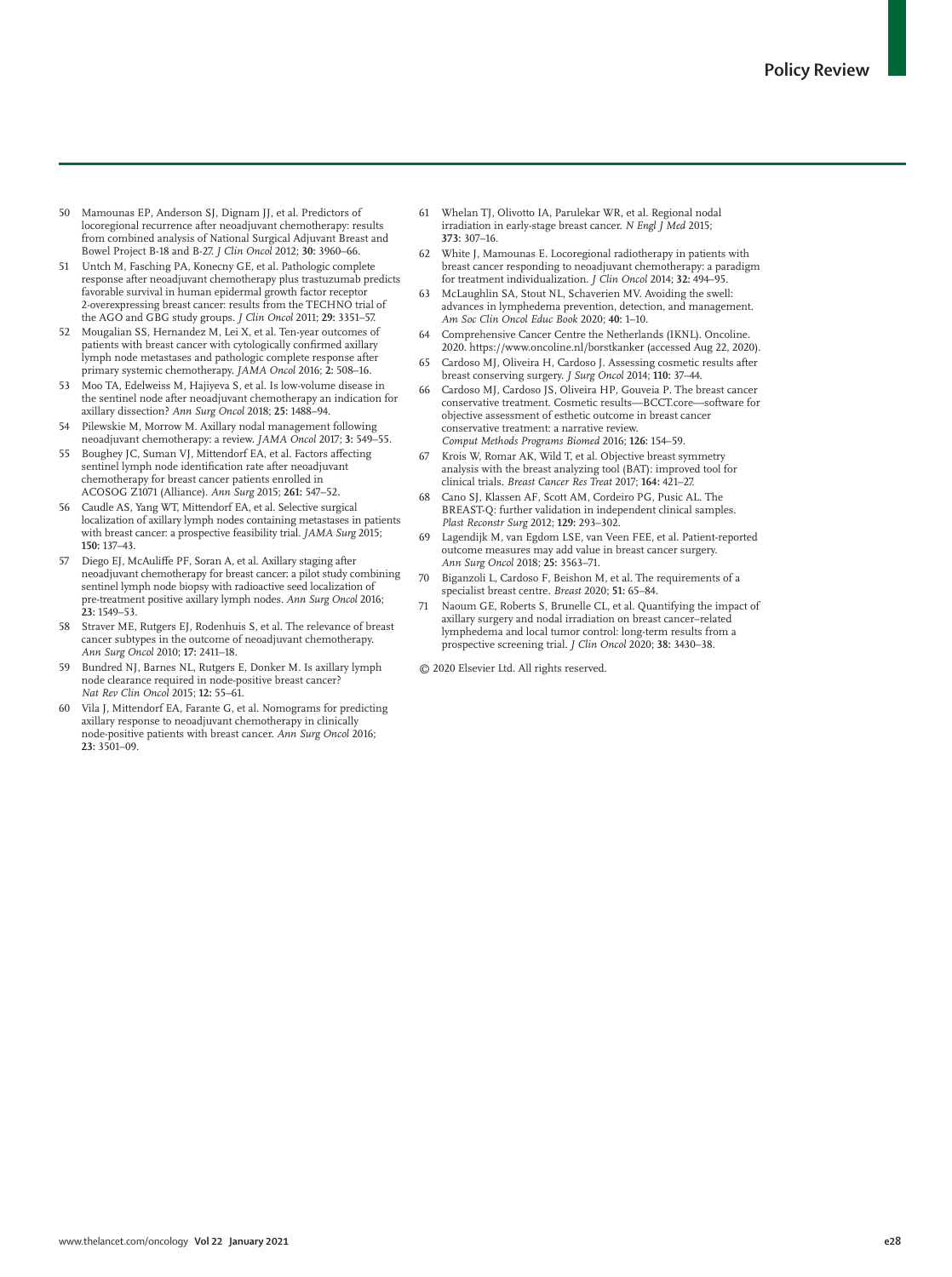50 Mamounas EP, Anderson SJ, Dignam JJ, et al. Predictors of locoregional recurrence after neoadjuvant chemotherapy: results from combined analysis of National Surgical Adjuvant Breast and Bowel Project B-18 and B-27. *J Clin Oncol* 2012; **30:** 3960–66.

51 Untch M, Fasching PA, Konecny GE, et al. Pathologic complete response after neoadjuvant chemotherapy plus trastuzumab predicts favorable survival in human epidermal growth factor receptor 2-overexpressing breast cancer: results from the TECHNO trial of the AGO and GBG study groups. *J Clin Oncol* 2011; **29:** 3351–57.

52 Mougalian SS, Hernandez M, Lei X, et al. Ten-year outcomes of patients with breast cancer with cytologically confirmed axillary lymph node metastases and pathologic complete response after primary systemic chemotherapy. *JAMA Oncol* 2016; **2:** 508–16.

53 Moo TA, Edelweiss M, Hajiyeva S, et al. Is low-volume disease in the sentinel node after neoadjuvant chemotherapy an indication for axillary dissection? *Ann Surg Oncol* 2018; **25:** 1488–94.

54 Pilewskie M, Morrow M. Axillary nodal management following neoadjuvant chemotherapy: a review. *JAMA Oncol* 2017; **3:** 549–55.

55 Boughey JC, Suman VJ, Mittendorf EA, et al. Factors affecting sentinel lymph node identification rate after neoadjuvant chemotherapy for breast cancer patients enrolled in ACOSOG Z1071 (Alliance). *Ann Surg* 2015; **261:** 547–52.

56 Caudle AS, Yang WT, Mittendorf EA, et al. Selective surgical localization of axillary lymph nodes containing metastases in patients with breast cancer: a prospective feasibility trial. *JAMA Surg* 2015; **150:** 137–43.

57 Diego EJ, McAuliffe PF, Soran A, et al. Axillary staging after neoadjuvant chemotherapy for breast cancer: a pilot study combining sentinel lymph node biopsy with radioactive seed localization of pre-treatment positive axillary lymph nodes. *Ann Surg Oncol* 2016; **23:** 1549–53.

58 Straver ME, Rutgers EJ, Rodenhuis S, et al. The relevance of breast cancer subtypes in the outcome of neoadjuvant chemotherapy. *Ann Surg Oncol* 2010; **17:** 2411–18.

59 Bundred NJ, Barnes NL, Rutgers E, Donker M. Is axillary lymph node clearance required in node-positive breast cancer? *Nat Rev Clin Oncol* 2015; **12:** 55–61.

60 Vila J, Mittendorf EA, Farante G, et al. Nomograms for predicting axillary response to neoadjuvant chemotherapy in clinically node-positive patients with breast cancer. *Ann Surg Oncol* 2016; **23:** 3501–09.

61 Whelan TJ, Olivotto IA, Parulekar WR, et al. Regional nodal irradiation in early-stage breast cancer. *N Engl J Med* 2015; **373:** 307–16.

62 White J, Mamounas E. Locoregional radiotherapy in patients with breast cancer responding to neoadjuvant chemotherapy: a paradigm for treatment individualization. *J Clin Oncol* 2014; **32:** 494–95.

63 McLaughlin SA, Stout NL, Schaverien MV. Avoiding the swell: advances in lymphedema prevention, detection, and management. *Am Soc Clin Oncol Educ Book* 2020; **40:** 1–10.

64 Comprehensive Cancer Centre the Netherlands (IKNL). Oncoline. 2020. https://www.oncoline.nl/borstkanker (accessed Aug 22, 2020).

65 Cardoso MJ, Oliveira H, Cardoso J. Assessing cosmetic results after breast conserving surgery. *J Surg Oncol* 2014; **110:** 37–44.

66 Cardoso MJ, Cardoso JS, Oliveira HP, Gouveia P. The breast cancer conservative treatment. Cosmetic results—BCCT.core—software for objective assessment of esthetic outcome in breast cancer conservative treatment: a narrative review. *Comput Methods Programs Biomed* 2016; **126:** 154–59.

67 Krois W, Romar AK, Wild T, et al. Objective breast symmetry analysis with the breast analyzing tool (BAT): improved tool for clinical trials. *Breast Cancer Res Treat* 2017; **164:** 421–27.

68 Cano SJ, Klassen AF, Scott AM, Cordeiro PG, Pusic AL. The BREAST-Q: further validation in independent clinical samples. *Plast Reconstr Surg* 2012; **129:** 293–302.

69 Lagendijk M, van Egdom LSE, van Veen FEE, et al. Patient-reported outcome measures may add value in breast cancer surgery. *Ann Surg Oncol* 2018; **25:** 3563–71.

70 Biganzoli L, Cardoso F, Beishon M, et al. The requirements of a specialist breast centre. *Breast* 2020; **51:** 65–84.

71 Naoum GE, Roberts S, Brunelle CL, et al. Quantifying the impact of axillary surgery and nodal irradiation on breast cancer–related lymphedema and local tumor control: long-term results from a prospective screening trial. *J Clin Oncol* 2020; **38:** 3430–38.

© 2020 Elsevier Ltd. All rights reserved.